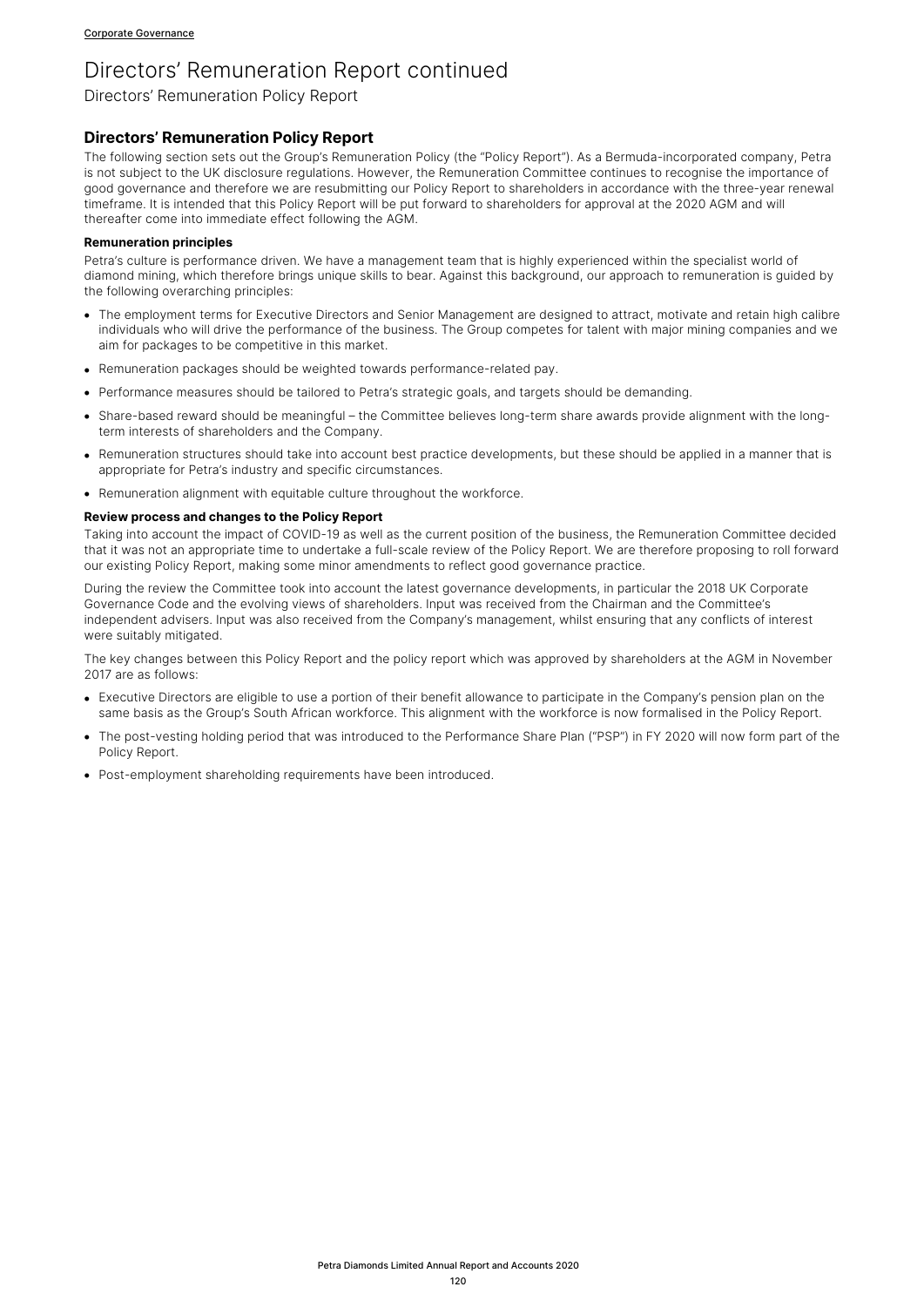# Directors' Remuneration Report continued

Directors' Remuneration Policy Report

## Directors' Remuneration Policy Report

The following section sets out the Group's Remuneration Policy (the "Policy Report"). As a Bermuda-incorporated company, Petra is not subject to the UK disclosure regulations. However, the Remuneration Committee continues to recognise the importance of good governance and therefore we are resubmitting our Policy Report to shareholders in accordance with the three-year renewal timeframe. It is intended that this Policy Report will be put forward to shareholders for approval at the 2020 AGM and will thereafter come into immediate effect following the AGM.

### Remuneration principles

Petra's culture is performance driven. We have a management team that is highly experienced within the specialist world of diamond mining, which therefore brings unique skills to bear. Against this background, our approach to remuneration is guided by the following overarching principles:

- The employment terms for Executive Directors and Senior Management are designed to attract, motivate and retain high calibre individuals who will drive the performance of the business. The Group competes for talent with major mining companies and we aim for packages to be competitive in this market.
- Remuneration packages should be weighted towards performance-related pay.
- Performance measures should be tailored to Petra's strategic goals, and targets should be demanding.
- Share-based reward should be meaningful – the Committee believes long-term share awards provide alignment with the long-term interests of shareholders and the Company.
- Remuneration structures should take into account best practice developments, but these should be applied in a manner that is appropriate for Petra's industry and specific circumstances.
- Remuneration alignment with equitable culture throughout the workforce.

### Review process and changes to the Policy Report

Taking into account the impact of COVID-19 as well as the current position of the business, the Remuneration Committee decided that it was not an appropriate time to undertake a full-scale review of the Policy Report. We are therefore proposing to roll forward our existing Policy Report, making some minor amendments to reflect good governance practice.

During the review the Committee took into account the latest governance developments, in particular the 2018 UK Corporate Governance Code and the evolving views of shareholders. Input was received from the Chairman and the Committee's independent advisers. Input was also received from the Company's management, whilst ensuring that any conflicts of interest were suitably mitigated.

The key changes between this Policy Report and the policy report which was approved by shareholders at the AGM in November 2017 are as follows:

- Executive Directors are eligible to use a portion of their benefit allowance to participate in the Company's pension plan on the same basis as the Group's South African workforce. This alignment with the workforce is now formalised in the Policy Report.
- The post-vesting holding period that was introduced to the Performance Share Plan ("PSP") in FY 2020 will now form part of the Policy Report.
- Post-employment shareholding requirements have been introduced.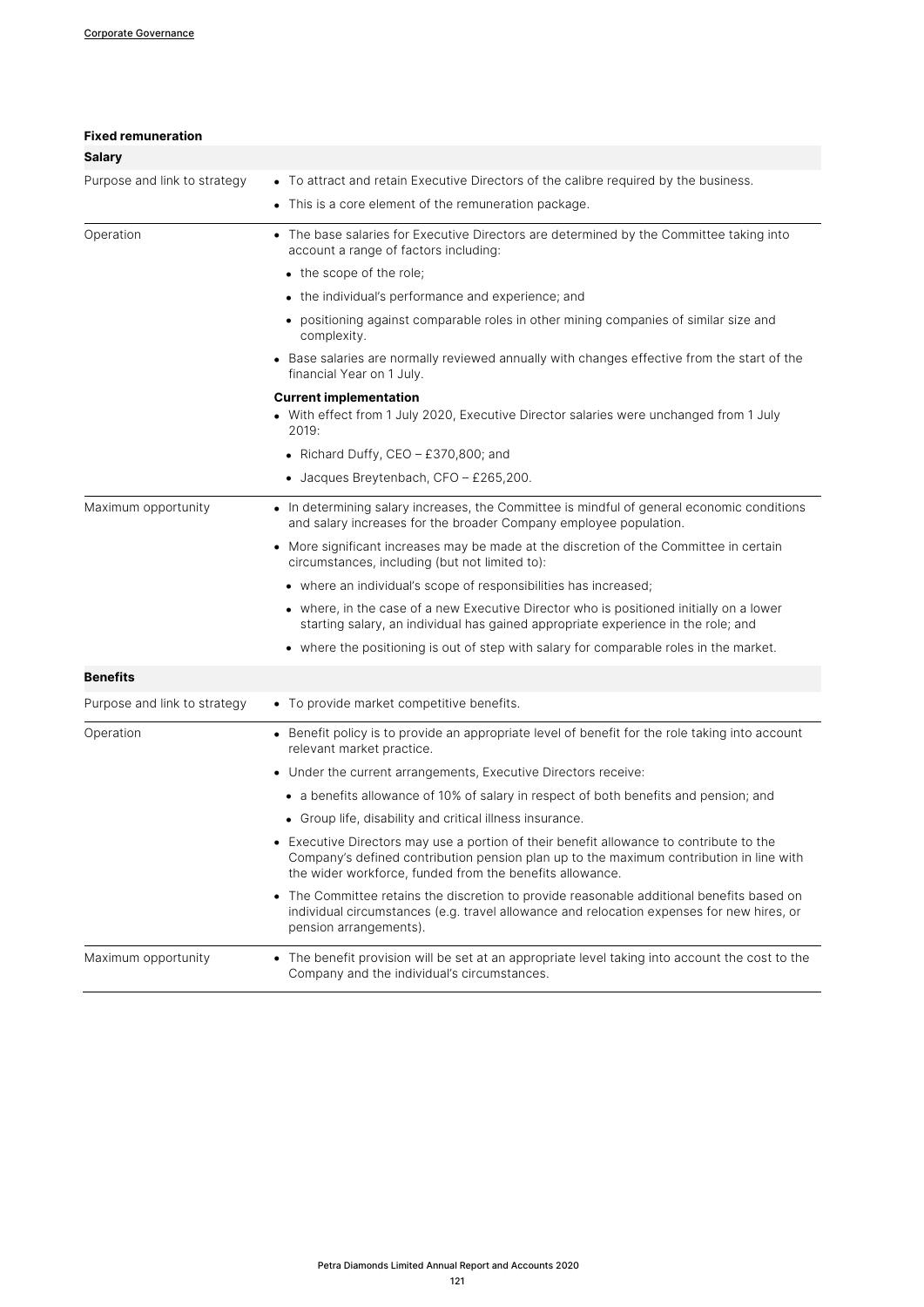**Fixed remuneration**

| **Salary** | |
|---|---|
| Purpose and link to strategy | • To attract and retain Executive Directors of the calibre required by the business.<br>• This is a core element of the remuneration package. |
| Operation | • The base salaries for Executive Directors are determined by the Committee taking into account a range of factors including:<br>  • the scope of the role;<br>  • the individual's performance and experience; and<br>  • positioning against comparable roles in other mining companies of similar size and complexity.<br>• Base salaries are normally reviewed annually with changes effective from the start of the financial Year on 1 July.<br>**Current implementation**<br>• With effect from 1 July 2020, Executive Director salaries were unchanged from 1 July 2019:<br>  • Richard Duffy, CEO – £370,800; and<br>  • Jacques Breytenbach, CFO – £265,200. |
| Maximum opportunity | • In determining salary increases, the Committee is mindful of general economic conditions and salary increases for the broader Company employee population.<br>• More significant increases may be made at the discretion of the Committee in certain circumstances, including (but not limited to):<br>  • where an individual's scope of responsibilities has increased;<br>  • where, in the case of a new Executive Director who is positioned initially on a lower starting salary, an individual has gained appropriate experience in the role; and<br>  • where the positioning is out of step with salary for comparable roles in the market. |

| **Benefits** | |
|---|---|
| Purpose and link to strategy | • To provide market competitive benefits. |
| Operation | • Benefit policy is to provide an appropriate level of benefit for the role taking into account relevant market practice.<br>• Under the current arrangements, Executive Directors receive:<br>  • a benefits allowance of 10% of salary in respect of both benefits and pension; and<br>  • Group life, disability and critical illness insurance.<br>• Executive Directors may use a portion of their benefit allowance to contribute to the Company's defined contribution pension plan up to the maximum contribution in line with the wider workforce, funded from the benefits allowance.<br>• The Committee retains the discretion to provide reasonable additional benefits based on individual circumstances (e.g. travel allowance and relocation expenses for new hires, or pension arrangements). |
| Maximum opportunity | • The benefit provision will be set at an appropriate level taking into account the cost to the Company and the individual's circumstances. |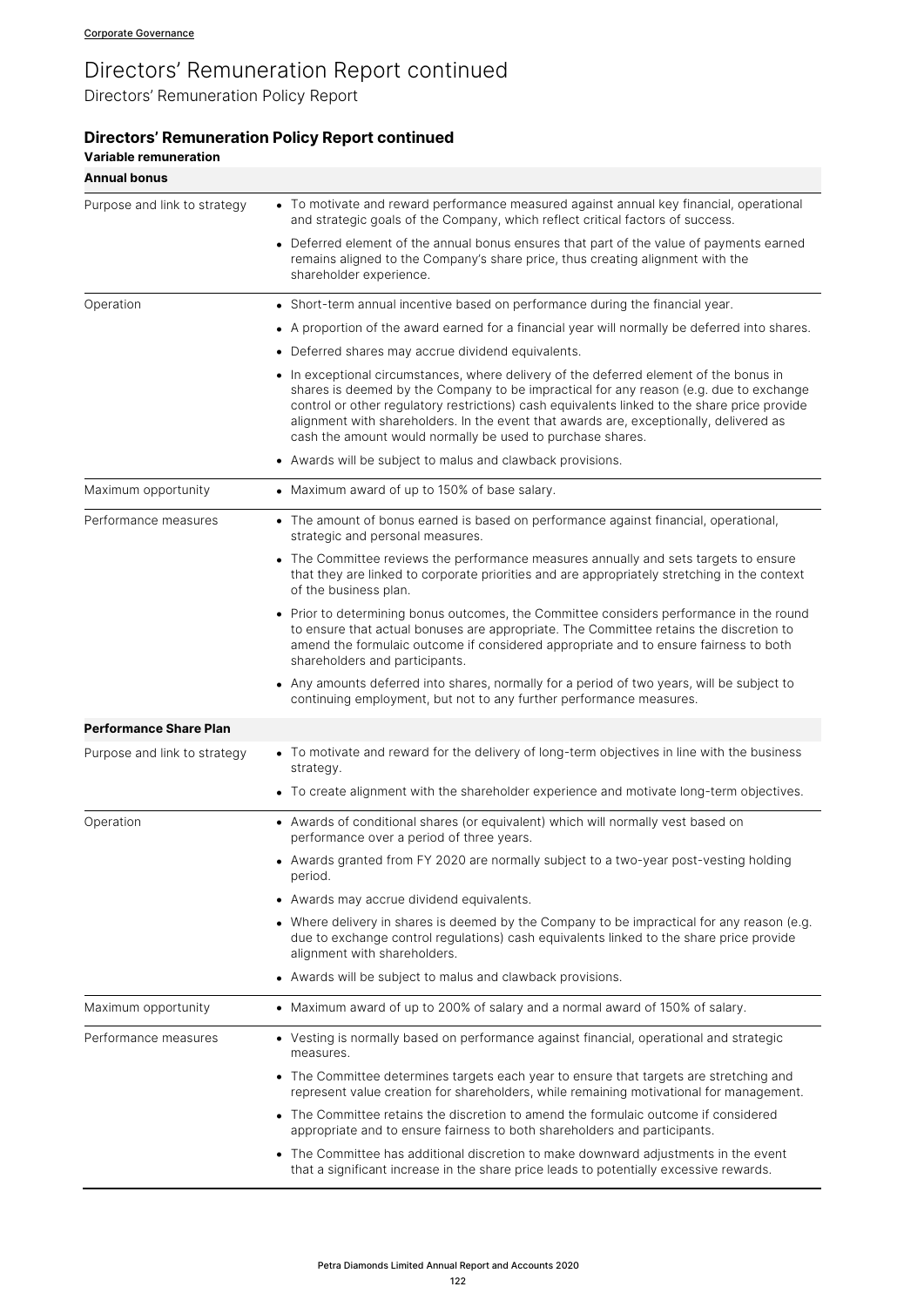Corporate Governance

# Directors' Remuneration Report continued

Directors' Remuneration Policy Report

## Directors' Remuneration Policy Report continued

### Variable remuneration

**Annual bonus**

| | |
|---|---|
| Purpose and link to strategy | • To motivate and reward performance measured against annual key financial, operational and strategic goals of the Company, which reflect critical factors of success.<br>• Deferred element of the annual bonus ensures that part of the value of payments earned remains aligned to the Company's share price, thus creating alignment with the shareholder experience. |
| Operation | • Short-term annual incentive based on performance during the financial year.<br>• A proportion of the award earned for a financial year will normally be deferred into shares.<br>• Deferred shares may accrue dividend equivalents.<br>• In exceptional circumstances, where delivery of the deferred element of the bonus in shares is deemed by the Company to be impractical for any reason (e.g. due to exchange control or other regulatory restrictions) cash equivalents linked to the share price provide alignment with shareholders. In the event that awards are, exceptionally, delivered as cash the amount would normally be used to purchase shares.<br>• Awards will be subject to malus and clawback provisions. |
| Maximum opportunity | • Maximum award of up to 150% of base salary. |
| Performance measures | • The amount of bonus earned is based on performance against financial, operational, strategic and personal measures.<br>• The Committee reviews the performance measures annually and sets targets to ensure that they are linked to corporate priorities and are appropriately stretching in the context of the business plan.<br>• Prior to determining bonus outcomes, the Committee considers performance in the round to ensure that actual bonuses are appropriate. The Committee retains the discretion to amend the formulaic outcome if considered appropriate and to ensure fairness to both shareholders and participants.<br>• Any amounts deferred into shares, normally for a period of two years, will be subject to continuing employment, but not to any further performance measures. |

**Performance Share Plan**

| | |
|---|---|
| Purpose and link to strategy | • To motivate and reward for the delivery of long-term objectives in line with the business strategy.<br>• To create alignment with the shareholder experience and motivate long-term objectives. |
| Operation | • Awards of conditional shares (or equivalent) which will normally vest based on performance over a period of three years.<br>• Awards granted from FY 2020 are normally subject to a two-year post-vesting holding period.<br>• Awards may accrue dividend equivalents.<br>• Where delivery in shares is deemed by the Company to be impractical for any reason (e.g. due to exchange control regulations) cash equivalents linked to the share price provide alignment with shareholders.<br>• Awards will be subject to malus and clawback provisions. |
| Maximum opportunity | • Maximum award of up to 200% of salary and a normal award of 150% of salary. |
| Performance measures | • Vesting is normally based on performance against financial, operational and strategic measures.<br>• The Committee determines targets each year to ensure that targets are stretching and represent value creation for shareholders, while remaining motivational for management.<br>• The Committee retains the discretion to amend the formulaic outcome if considered appropriate and to ensure fairness to both shareholders and participants.<br>• The Committee has additional discretion to make downward adjustments in the event that a significant increase in the share price leads to potentially excessive rewards. |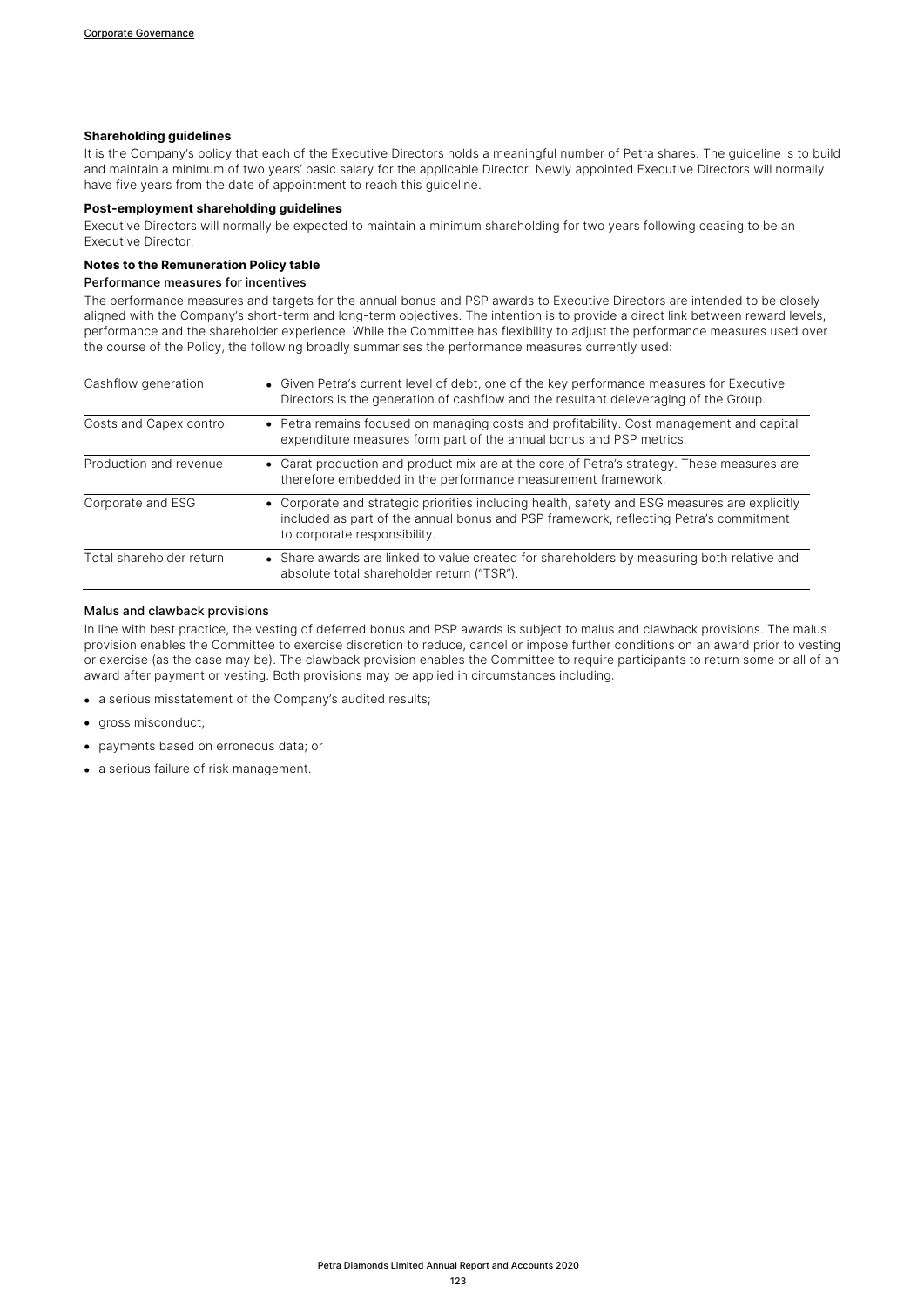#### Shareholding guidelines

It is the Company's policy that each of the Executive Directors holds a meaningful number of Petra shares. The guideline is to build and maintain a minimum of two years' basic salary for the applicable Director. Newly appointed Executive Directors will normally have five years from the date of appointment to reach this guideline.

#### Post-employment shareholding guidelines

Executive Directors will normally be expected to maintain a minimum shareholding for two years following ceasing to be an Executive Director.

#### Notes to the Remuneration Policy table

Performance measures for incentives

The performance measures and targets for the annual bonus and PSP awards to Executive Directors are intended to be closely aligned with the Company's short-term and long-term objectives. The intention is to provide a direct link between reward levels, performance and the shareholder experience. While the Committee has flexibility to adjust the performance measures used over the course of the Policy, the following broadly summarises the performance measures currently used:

| | |
|---|---|
| Cashflow generation | • Given Petra's current level of debt, one of the key performance measures for Executive Directors is the generation of cashflow and the resultant deleveraging of the Group. |
| Costs and Capex control | • Petra remains focused on managing costs and profitability. Cost management and capital expenditure measures form part of the annual bonus and PSP metrics. |
| Production and revenue | • Carat production and product mix are at the core of Petra's strategy. These measures are therefore embedded in the performance measurement framework. |
| Corporate and ESG | • Corporate and strategic priorities including health, safety and ESG measures are explicitly included as part of the annual bonus and PSP framework, reflecting Petra's commitment to corporate responsibility. |
| Total shareholder return | • Share awards are linked to value created for shareholders by measuring both relative and absolute total shareholder return ("TSR"). |

Malus and clawback provisions

In line with best practice, the vesting of deferred bonus and PSP awards is subject to malus and clawback provisions. The malus provision enables the Committee to exercise discretion to reduce, cancel or impose further conditions on an award prior to vesting or exercise (as the case may be). The clawback provision enables the Committee to require participants to return some or all of an award after payment or vesting. Both provisions may be applied in circumstances including:

- a serious misstatement of the Company's audited results;
- gross misconduct;
- payments based on erroneous data; or
- a serious failure of risk management.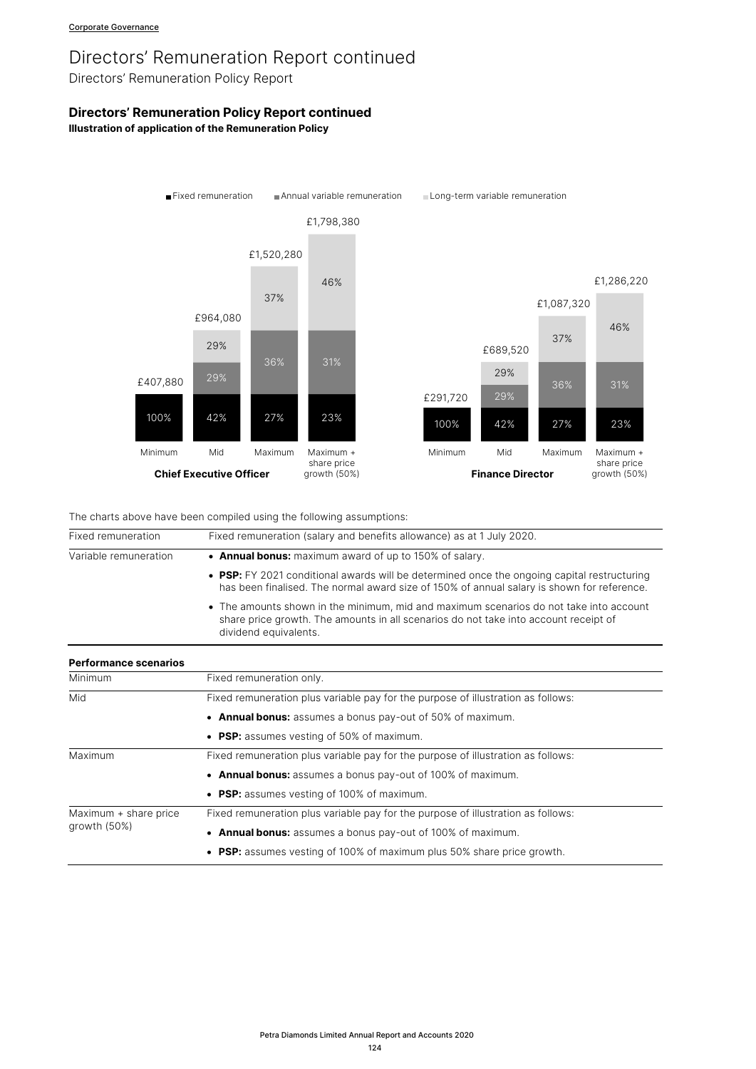# Directors' Remuneration Report continued

Directors' Remuneration Policy Report

### Directors' Remuneration Policy Report continued

**Illustration of application of the Remuneration Policy**

Fixed remuneration | Annual variable remuneration | Long-term variable remuneration

**Chief Executive Officer**

| Scenario | Total | Fixed remuneration | Annual variable remuneration | Long-term variable remuneration |
|---|---|---|---|---|
| Minimum | £407,880 | 100% | | |
| Mid | £964,080 | 42% | 29% | 29% |
| Maximum | £1,520,280 | 27% | 36% | 37% |
| Maximum + share price growth (50%) | £1,798,380 | 23% | 31% | 46% |

**Finance Director**

| Scenario | Total | Fixed remuneration | Annual variable remuneration | Long-term variable remuneration |
|---|---|---|---|---|
| Minimum | £291,720 | 100% | | |
| Mid | £689,520 | 42% | 29% | 29% |
| Maximum | £1,087,320 | 27% | 36% | 37% |
| Maximum + share price growth (50%) | £1,286,220 | 23% | 31% | 46% |

The charts above have been compiled using the following assumptions:

| | |
|---|---|
| Fixed remuneration | Fixed remuneration (salary and benefits allowance) as at 1 July 2020. |
| Variable remuneration | • **Annual bonus:** maximum award of up to 150% of salary.<br>• **PSP:** FY 2021 conditional awards will be determined once the ongoing capital restructuring has been finalised. The normal award size of 150% of annual salary is shown for reference.<br>• The amounts shown in the minimum, mid and maximum scenarios do not take into account share price growth. The amounts in all scenarios do not take into account receipt of dividend equivalents. |

| **Performance scenarios** | |
|---|---|
| Minimum | Fixed remuneration only. |
| Mid | Fixed remuneration plus variable pay for the purpose of illustration as follows:<br>• **Annual bonus:** assumes a bonus pay-out of 50% of maximum.<br>• **PSP:** assumes vesting of 50% of maximum. |
| Maximum | Fixed remuneration plus variable pay for the purpose of illustration as follows:<br>• **Annual bonus:** assumes a bonus pay-out of 100% of maximum.<br>• **PSP:** assumes vesting of 100% of maximum. |
| Maximum + share price growth (50%) | Fixed remuneration plus variable pay for the purpose of illustration as follows:<br>• **Annual bonus:** assumes a bonus pay-out of 100% of maximum.<br>• **PSP:** assumes vesting of 100% of maximum plus 50% share price growth. |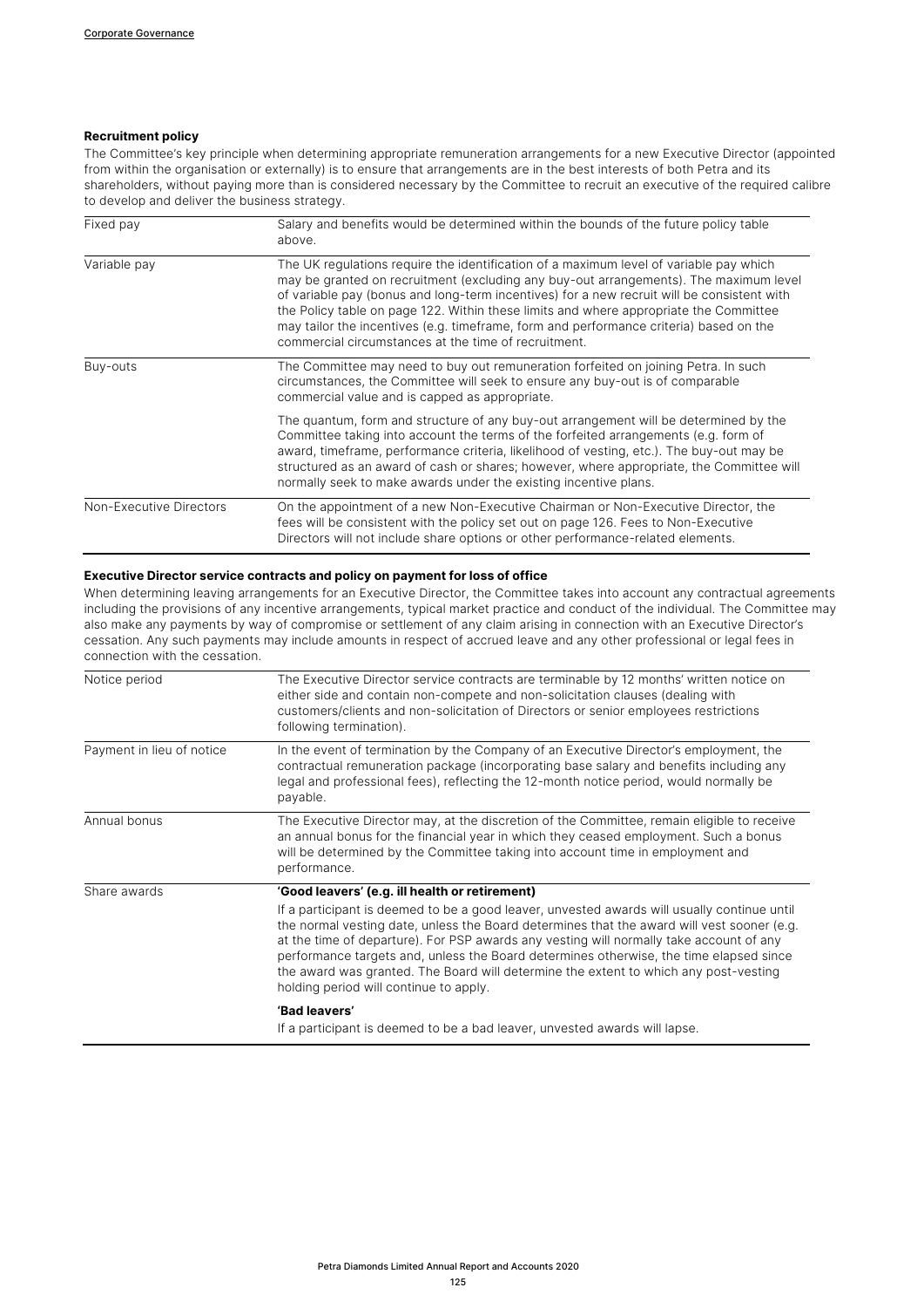### Recruitment policy

The Committee's key principle when determining appropriate remuneration arrangements for a new Executive Director (appointed from within the organisation or externally) is to ensure that arrangements are in the best interests of both Petra and its shareholders, without paying more than is considered necessary by the Committee to recruit an executive of the required calibre to develop and deliver the business strategy.

| | |
|---|---|
| Fixed pay | Salary and benefits would be determined within the bounds of the future policy table above. |
| Variable pay | The UK regulations require the identification of a maximum level of variable pay which may be granted on recruitment (excluding any buy-out arrangements). The maximum level of variable pay (bonus and long-term incentives) for a new recruit will be consistent with the Policy table on page 122. Within these limits and where appropriate the Committee may tailor the incentives (e.g. timeframe, form and performance criteria) based on the commercial circumstances at the time of recruitment. |
| Buy-outs | The Committee may need to buy out remuneration forfeited on joining Petra. In such circumstances, the Committee will seek to ensure any buy-out is of comparable commercial value and is capped as appropriate.<br><br>The quantum, form and structure of any buy-out arrangement will be determined by the Committee taking into account the terms of the forfeited arrangements (e.g. form of award, timeframe, performance criteria, likelihood of vesting, etc.). The buy-out may be structured as an award of cash or shares; however, where appropriate, the Committee will normally seek to make awards under the existing incentive plans. |
| Non-Executive Directors | On the appointment of a new Non-Executive Chairman or Non-Executive Director, the fees will be consistent with the policy set out on page 126. Fees to Non-Executive Directors will not include share options or other performance-related elements. |

### Executive Director service contracts and policy on payment for loss of office

When determining leaving arrangements for an Executive Director, the Committee takes into account any contractual agreements including the provisions of any incentive arrangements, typical market practice and conduct of the individual. The Committee may also make any payments by way of compromise or settlement of any claim arising in connection with an Executive Director's cessation. Any such payments may include amounts in respect of accrued leave and any other professional or legal fees in connection with the cessation.

| | |
|---|---|
| Notice period | The Executive Director service contracts are terminable by 12 months' written notice on either side and contain non-compete and non-solicitation clauses (dealing with customers/clients and non-solicitation of Directors or senior employees restrictions following termination). |
| Payment in lieu of notice | In the event of termination by the Company of an Executive Director's employment, the contractual remuneration package (incorporating base salary and benefits including any legal and professional fees), reflecting the 12-month notice period, would normally be payable. |
| Annual bonus | The Executive Director may, at the discretion of the Committee, remain eligible to receive an annual bonus for the financial year in which they ceased employment. Such a bonus will be determined by the Committee taking into account time in employment and performance. |
| Share awards | **'Good leavers' (e.g. ill health or retirement)**<br><br>If a participant is deemed to be a good leaver, unvested awards will usually continue until the normal vesting date, unless the Board determines that the award will vest sooner (e.g. at the time of departure). For PSP awards any vesting will normally take account of any performance targets and, unless the Board determines otherwise, the time elapsed since the award was granted. The Board will determine the extent to which any post-vesting holding period will continue to apply.<br><br>**'Bad leavers'**<br><br>If a participant is deemed to be a bad leaver, unvested awards will lapse. |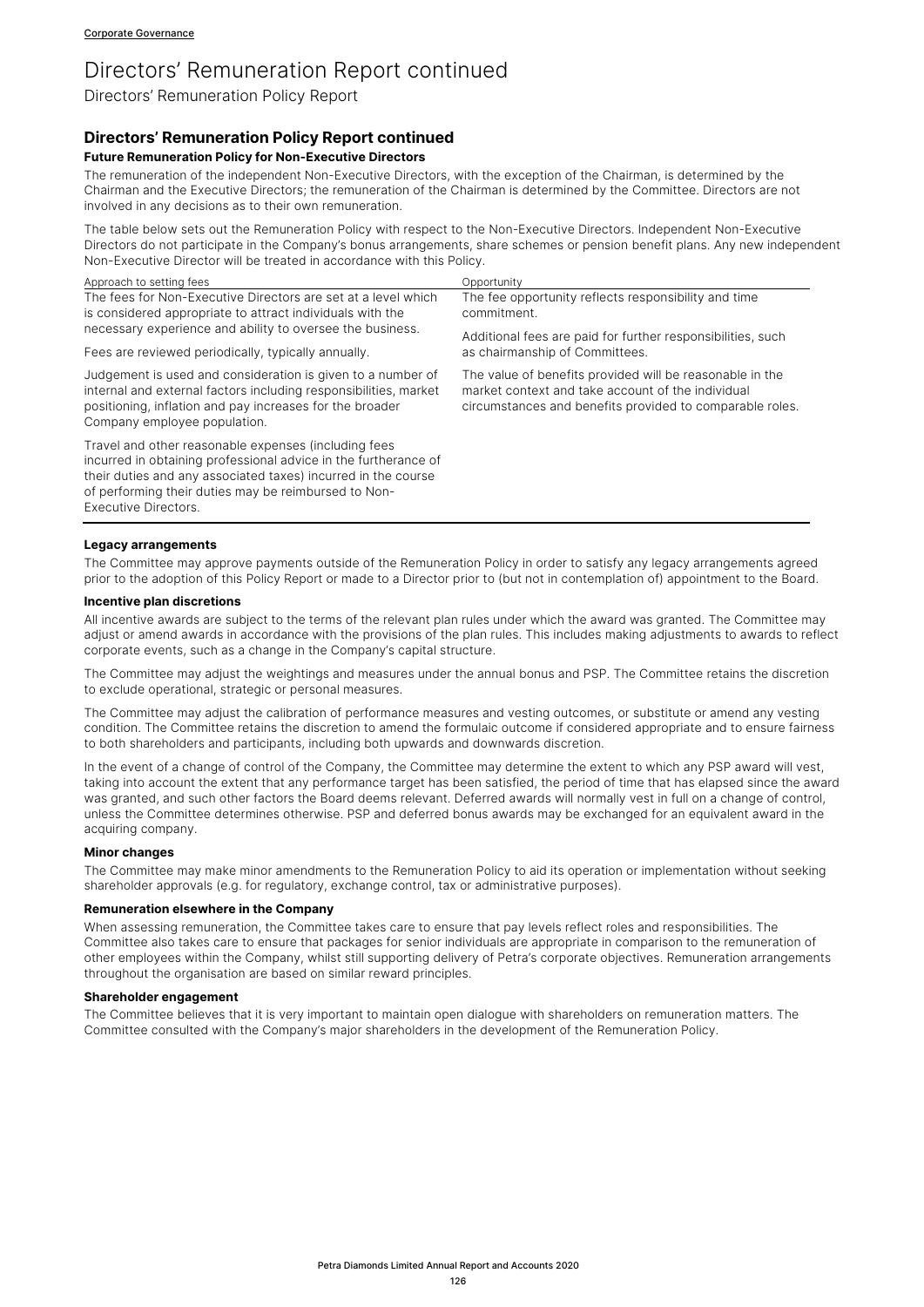# Directors' Remuneration Report continued

Directors' Remuneration Policy Report

## Directors' Remuneration Policy Report continued

### Future Remuneration Policy for Non-Executive Directors

The remuneration of the independent Non-Executive Directors, with the exception of the Chairman, is determined by the Chairman and the Executive Directors; the remuneration of the Chairman is determined by the Committee. Directors are not involved in any decisions as to their own remuneration.

The table below sets out the Remuneration Policy with respect to the Non-Executive Directors. Independent Non-Executive Directors do not participate in the Company's bonus arrangements, share schemes or pension benefit plans. Any new independent Non-Executive Director will be treated in accordance with this Policy.

| Approach to setting fees | Opportunity |
|---|---|
| The fees for Non-Executive Directors are set at a level which is considered appropriate to attract individuals with the necessary experience and ability to oversee the business.<br><br>Fees are reviewed periodically, typically annually.<br><br>Judgement is used and consideration is given to a number of internal and external factors including responsibilities, market positioning, inflation and pay increases for the broader Company employee population.<br><br>Travel and other reasonable expenses (including fees incurred in obtaining professional advice in the furtherance of their duties and any associated taxes) incurred in the course of performing their duties may be reimbursed to Non-Executive Directors. | The fee opportunity reflects responsibility and time commitment.<br><br>Additional fees are paid for further responsibilities, such as chairmanship of Committees.<br><br>The value of benefits provided will be reasonable in the market context and take account of the individual circumstances and benefits provided to comparable roles. |

### Legacy arrangements

The Committee may approve payments outside of the Remuneration Policy in order to satisfy any legacy arrangements agreed prior to the adoption of this Policy Report or made to a Director prior to (but not in contemplation of) appointment to the Board.

### Incentive plan discretions

All incentive awards are subject to the terms of the relevant plan rules under which the award was granted. The Committee may adjust or amend awards in accordance with the provisions of the plan rules. This includes making adjustments to awards to reflect corporate events, such as a change in the Company's capital structure.

The Committee may adjust the weightings and measures under the annual bonus and PSP. The Committee retains the discretion to exclude operational, strategic or personal measures.

The Committee may adjust the calibration of performance measures and vesting outcomes, or substitute or amend any vesting condition. The Committee retains the discretion to amend the formulaic outcome if considered appropriate and to ensure fairness to both shareholders and participants, including both upwards and downwards discretion.

In the event of a change of control of the Company, the Committee may determine the extent to which any PSP award will vest, taking into account the extent that any performance target has been satisfied, the period of time that has elapsed since the award was granted, and such other factors the Board deems relevant. Deferred awards will normally vest in full on a change of control, unless the Committee determines otherwise. PSP and deferred bonus awards may be exchanged for an equivalent award in the acquiring company.

### Minor changes

The Committee may make minor amendments to the Remuneration Policy to aid its operation or implementation without seeking shareholder approvals (e.g. for regulatory, exchange control, tax or administrative purposes).

### Remuneration elsewhere in the Company

When assessing remuneration, the Committee takes care to ensure that pay levels reflect roles and responsibilities. The Committee also takes care to ensure that packages for senior individuals are appropriate in comparison to the remuneration of other employees within the Company, whilst still supporting delivery of Petra's corporate objectives. Remuneration arrangements throughout the organisation are based on similar reward principles.

### Shareholder engagement

The Committee believes that it is very important to maintain open dialogue with shareholders on remuneration matters. The Committee consulted with the Company's major shareholders in the development of the Remuneration Policy.